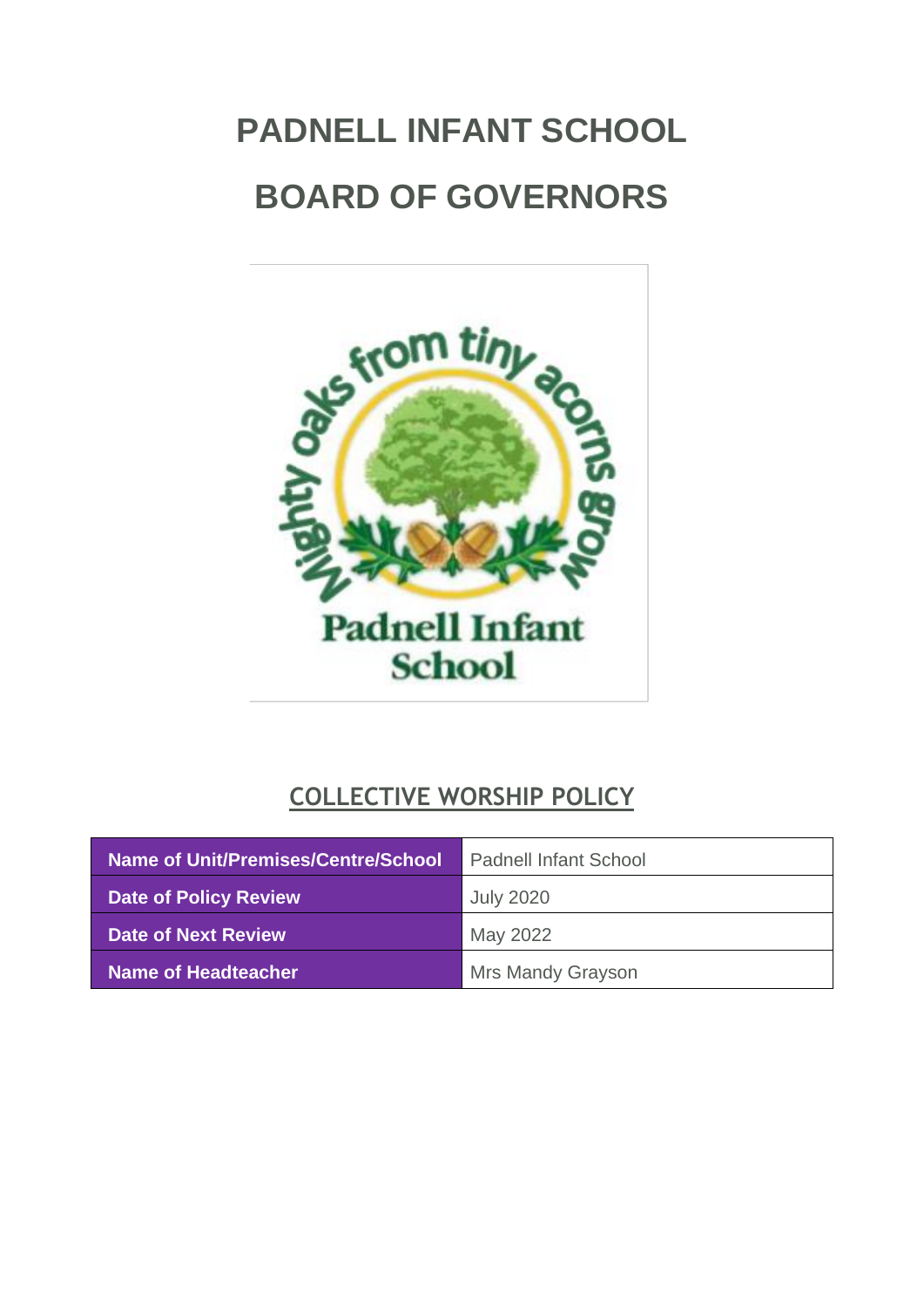# PADNELL INFANT SCHOOL

# BOARD OF GOVERNORS

## COLLECTIVE WORSHIP POLICY

| Name of Unit/Premises/Centre/School | Padnell Infant School |
|---|---|
| Date of Policy Review | July 2020 |
| Date of Next Review | May 2022 |
| Name of Headteacher | Mrs Mandy Grayson |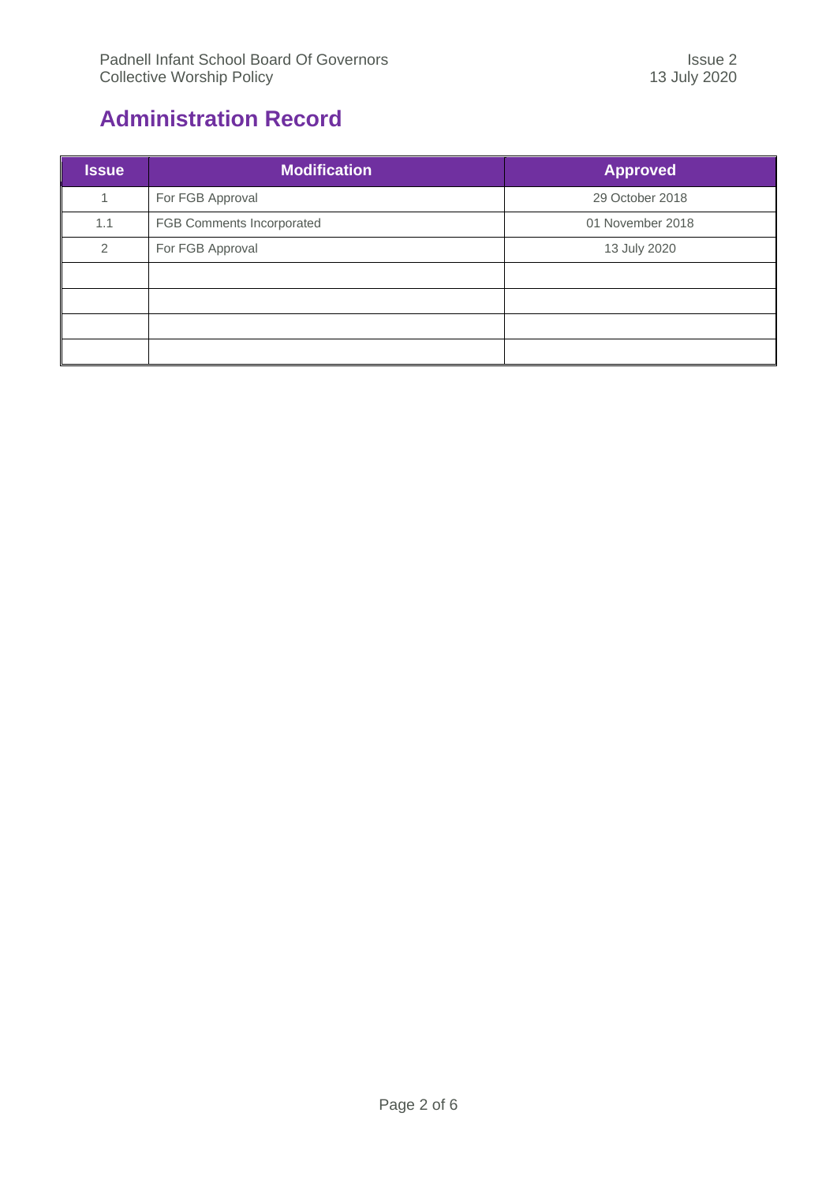## Administration Record

| Issue | Modification | Approved |
|---|---|---|
| 1 | For FGB Approval | 29 October 2018 |
| 1.1 | FGB Comments Incorporated | 01 November 2018 |
| 2 | For FGB Approval | 13 July 2020 |
| | | |
| | | |
| | | |
| | | |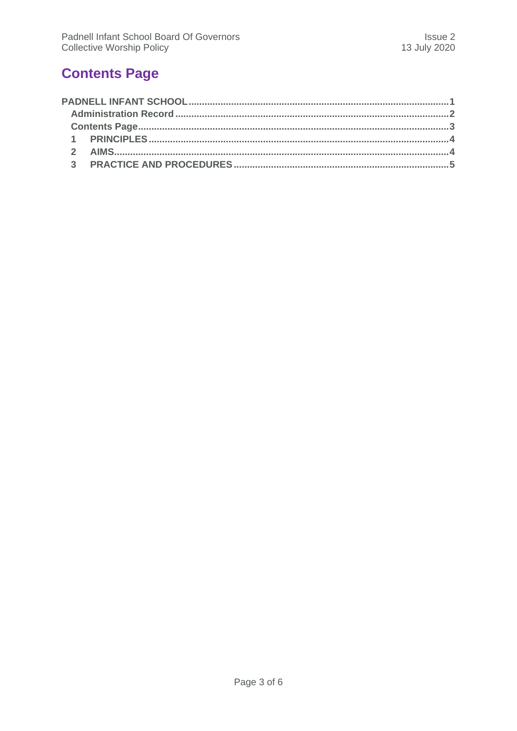## Contents Page

**PADNELL INFANT SCHOOL** ........................................................................................ **1**
- **Administration Record** ........................................................................................ **2**
- **Contents Page** ........................................................................................ **3**
- **1 PRINCIPLES** ........................................................................................ **4**
- **2 AIMS** ........................................................................................ **4**
- **3 PRACTICE AND PROCEDURES** ........................................................................................ **5**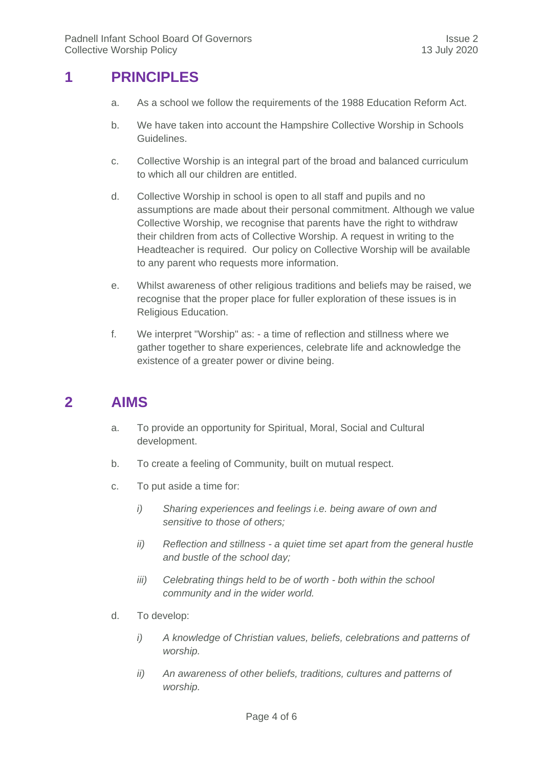## 1 PRINCIPLES

a. As a school we follow the requirements of the 1988 Education Reform Act.

b. We have taken into account the Hampshire Collective Worship in Schools Guidelines.

c. Collective Worship is an integral part of the broad and balanced curriculum to which all our children are entitled.

d. Collective Worship in school is open to all staff and pupils and no assumptions are made about their personal commitment. Although we value Collective Worship, we recognise that parents have the right to withdraw their children from acts of Collective Worship. A request in writing to the Headteacher is required. Our policy on Collective Worship will be available to any parent who requests more information.

e. Whilst awareness of other religious traditions and beliefs may be raised, we recognise that the proper place for fuller exploration of these issues is in Religious Education.

f. We interpret "Worship" as: - a time of reflection and stillness where we gather together to share experiences, celebrate life and acknowledge the existence of a greater power or divine being.

## 2 AIMS

a. To provide an opportunity for Spiritual, Moral, Social and Cultural development.

b. To create a feeling of Community, built on mutual respect.

c. To put aside a time for:

   *i) Sharing experiences and feelings i.e. being aware of own and sensitive to those of others;*

   *ii) Reflection and stillness - a quiet time set apart from the general hustle and bustle of the school day;*

   *iii) Celebrating things held to be of worth - both within the school community and in the wider world.*

d. To develop:

   *i) A knowledge of Christian values, beliefs, celebrations and patterns of worship.*

   *ii) An awareness of other beliefs, traditions, cultures and patterns of worship.*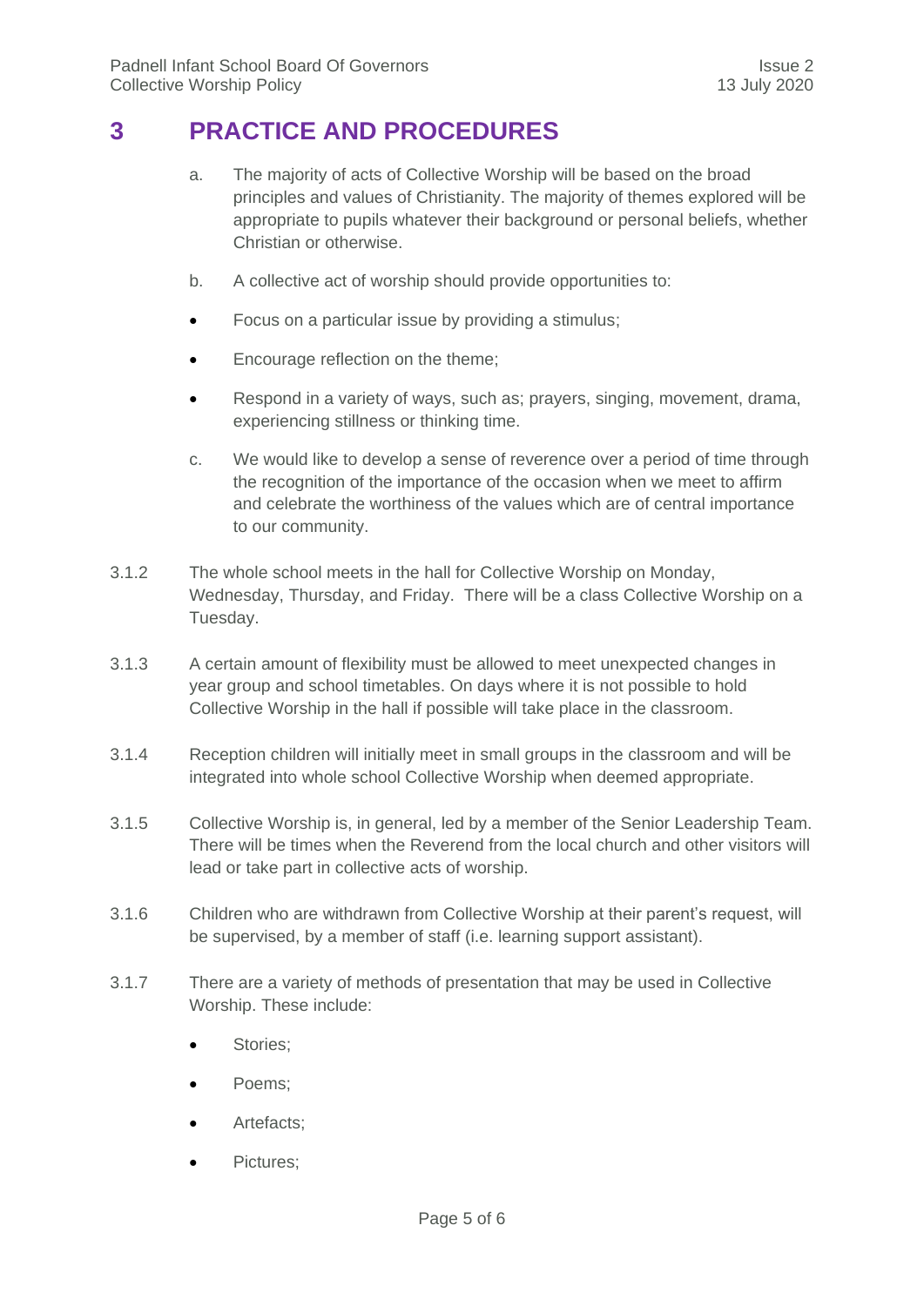## 3 PRACTICE AND PROCEDURES

a. The majority of acts of Collective Worship will be based on the broad principles and values of Christianity. The majority of themes explored will be appropriate to pupils whatever their background or personal beliefs, whether Christian or otherwise.

b. A collective act of worship should provide opportunities to:

- Focus on a particular issue by providing a stimulus;
- Encourage reflection on the theme;
- Respond in a variety of ways, such as; prayers, singing, movement, drama, experiencing stillness or thinking time.

c. We would like to develop a sense of reverence over a period of time through the recognition of the importance of the occasion when we meet to affirm and celebrate the worthiness of the values which are of central importance to our community.

3.1.2 The whole school meets in the hall for Collective Worship on Monday, Wednesday, Thursday, and Friday. There will be a class Collective Worship on a Tuesday.

3.1.3 A certain amount of flexibility must be allowed to meet unexpected changes in year group and school timetables. On days where it is not possible to hold Collective Worship in the hall if possible will take place in the classroom.

3.1.4 Reception children will initially meet in small groups in the classroom and will be integrated into whole school Collective Worship when deemed appropriate.

3.1.5 Collective Worship is, in general, led by a member of the Senior Leadership Team. There will be times when the Reverend from the local church and other visitors will lead or take part in collective acts of worship.

3.1.6 Children who are withdrawn from Collective Worship at their parent's request, will be supervised, by a member of staff (i.e. learning support assistant).

3.1.7 There are a variety of methods of presentation that may be used in Collective Worship. These include:

- Stories;
- Poems;
- Artefacts;
- Pictures;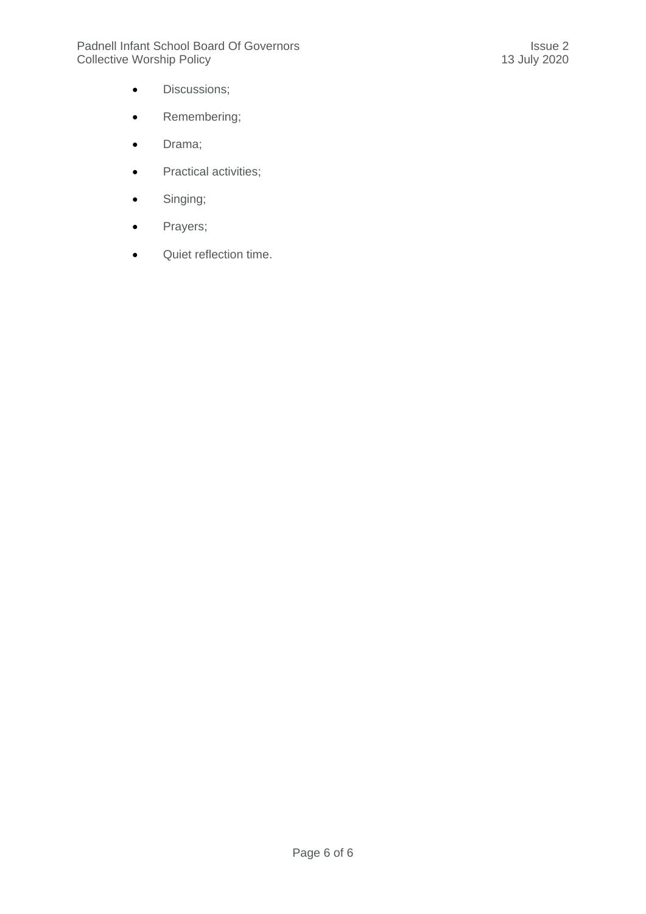- Discussions;
- Remembering;
- Drama;
- Practical activities;
- Singing;
- Prayers;
- Quiet reflection time.